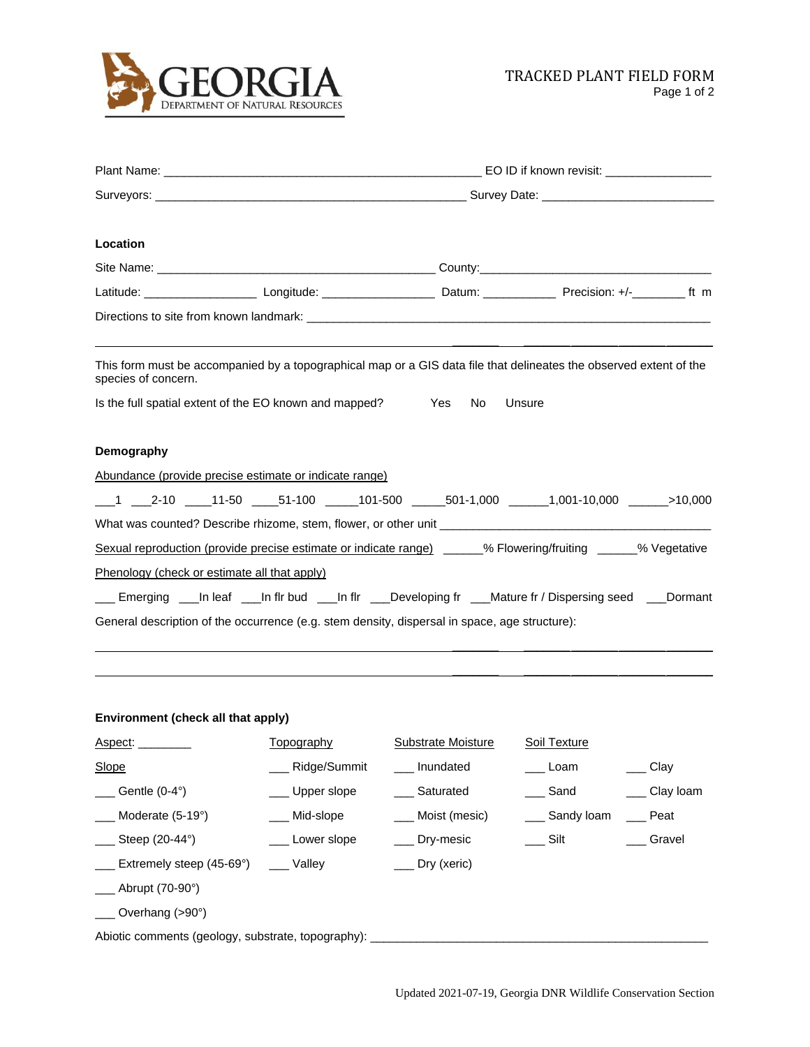GEORGIA DEPARTMENT OF NATURAL RESOURCES

# TRACKED PLANT FIELD FORM

Plant Name: ______________________________________________ EO ID if known revisit: _______________

Surveyors: ______________________________________________ Survey Date: _________________________

## Location

Site Name: _________________________________________ County:___________________________________

Latitude: ________________ Longitude: ________________ Datum: ___________ Precision: +/-________ ft m

Directions to site from known landmark: ______________________________________________________________

_____________________________________________________________________________________________

This form must be accompanied by a topographical map or a GIS data file that delineates the observed extent of the species of concern.

Is the full spatial extent of the EO known and mapped? Yes No Unsure

## Demography

Abundance (provide precise estimate or indicate range)

___1 ___2-10 ____11-50 ____51-100 _____101-500 _____501-1,000 ______1,001-10,000 ______>10,000

What was counted? Describe rhizome, stem, flower, or other unit ________________________________________

Sexual reproduction (provide precise estimate or indicate range) ______% Flowering/fruiting ______% Vegetative

Phenology (check or estimate all that apply)

___ Emerging ___In leaf ___In flr bud ___In flr ___Developing fr ___Mature fr / Dispersing seed ___Dormant

General description of the occurrence (e.g. stem density, dispersal in space, age structure):

_____________________________________________________________________________________________

_____________________________________________________________________________________________

## Environment (check all that apply)

| Aspect: ________ | Topography | Substrate Moisture | Soil Texture | |
|---|---|---|---|---|
| Slope | ___ Ridge/Summit | ___ Inundated | ___ Loam | ___ Clay |
| ___ Gentle (0-4°) | ___ Upper slope | ___ Saturated | ___ Sand | ___ Clay loam |
| ___ Moderate (5-19°) | ___ Mid-slope | ___ Moist (mesic) | ___ Sandy loam | ___ Peat |
| ___ Steep (20-44°) | ___ Lower slope | ___ Dry-mesic | ___ Silt | ___ Gravel |
| ___ Extremely steep (45-69°) | ___ Valley | ___ Dry (xeric) | | |
| ___ Abrupt (70-90°) | | | | |
| ___ Overhang (>90°) | | | | |

Abiotic comments (geology, substrate, topography): ____________________________________________________

Updated 2021-07-19, Georgia DNR Wildlife Conservation Section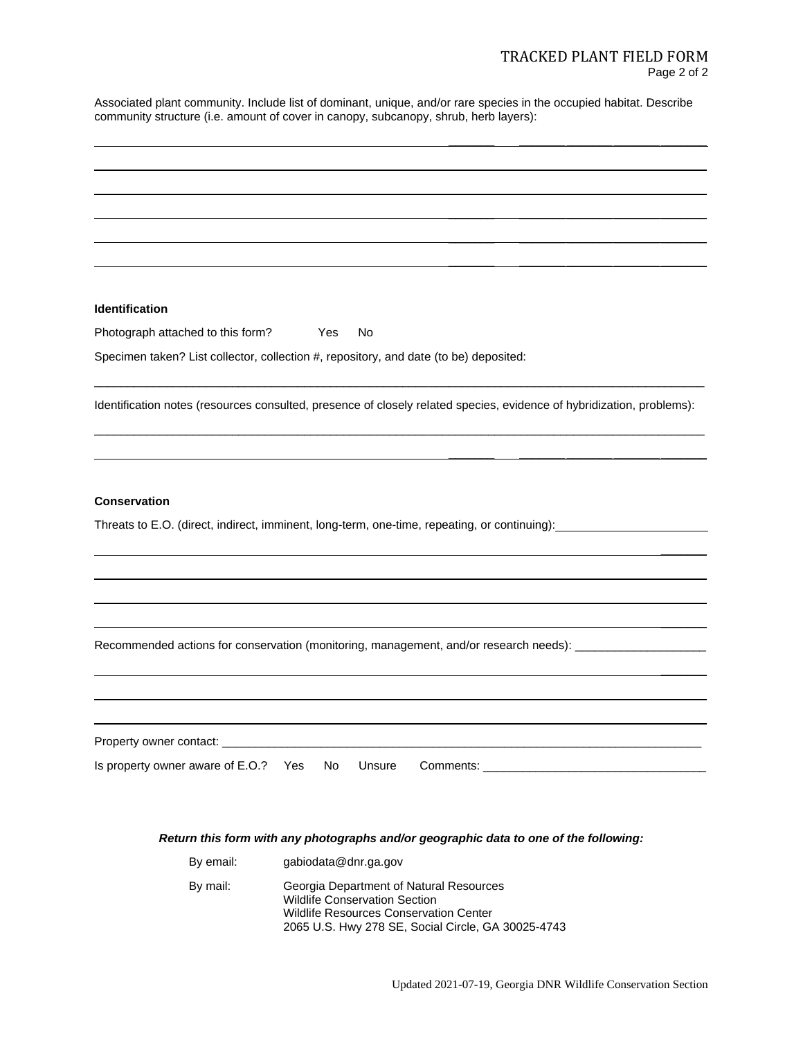Associated plant community. Include list of dominant, unique, and/or rare species in the occupied habitat. Describe community structure (i.e. amount of cover in canopy, subcanopy, shrub, herb layers):

**Identification**

Photograph attached to this form? Yes No

Specimen taken? List collector, collection #, repository, and date (to be) deposited:

Identification notes (resources consulted, presence of closely related species, evidence of hybridization, problems):

**Conservation**

Threats to E.O. (direct, indirect, imminent, long-term, one-time, repeating, or continuing):

Recommended actions for conservation (monitoring, management, and/or research needs):

Property owner contact:

Is property owner aware of E.O.? Yes No Unsure Comments:

***Return this form with any photographs and/or geographic data to one of the following:***

By email: gabiodata@dnr.ga.gov

By mail: Georgia Department of Natural Resources
Wildlife Conservation Section
Wildlife Resources Conservation Center
2065 U.S. Hwy 278 SE, Social Circle, GA 30025-4743

Updated 2021-07-19, Georgia DNR Wildlife Conservation Section